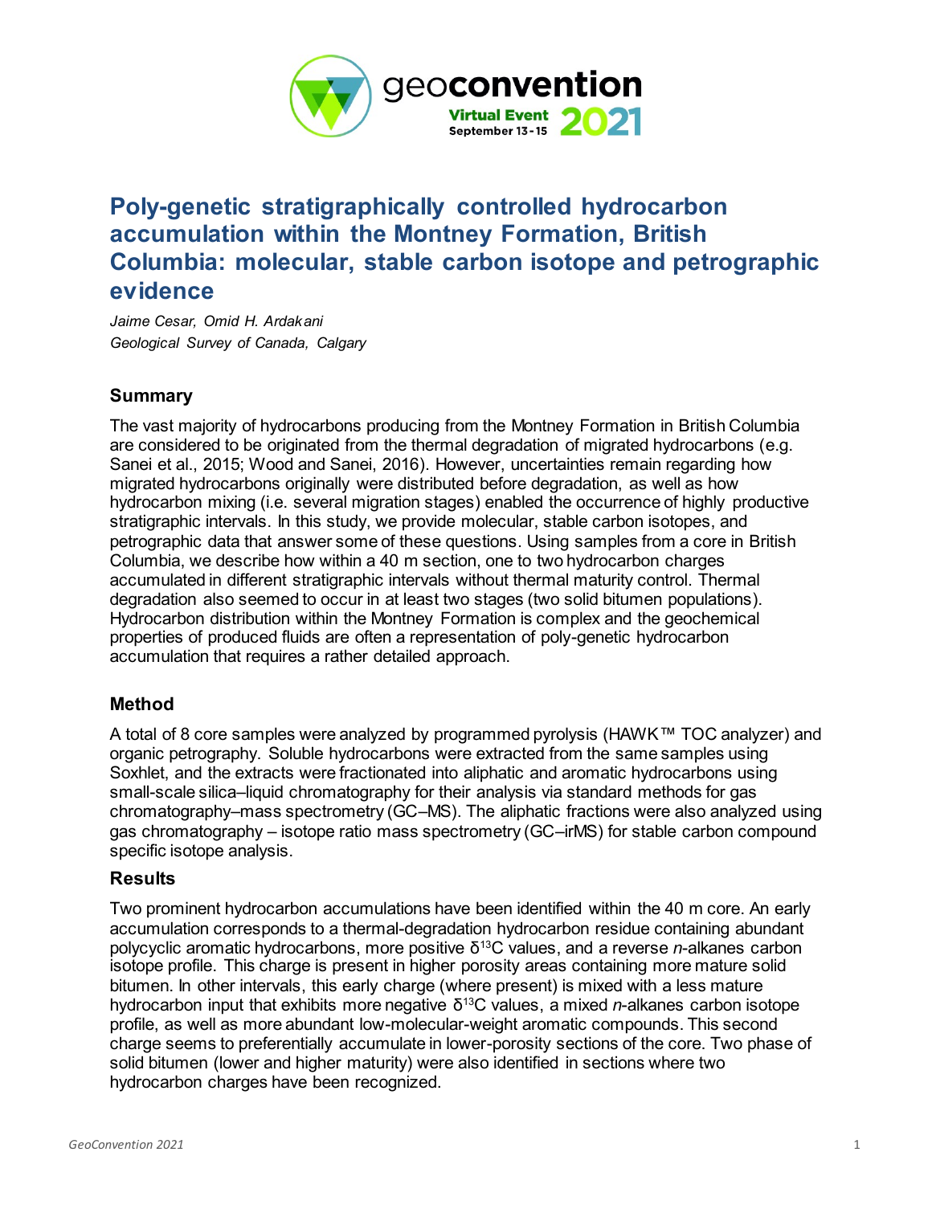# Poly-genetic stratigraphically controlled hydrocarbon accumulation within the Montney Formation, British Columbia: molecular, stable carbon isotope and petrographic evidence

*Jaime Cesar, Omid H. Ardakani*
*Geological Survey of Canada, Calgary*

## Summary

The vast majority of hydrocarbons producing from the Montney Formation in British Columbia are considered to be originated from the thermal degradation of migrated hydrocarbons (e.g. Sanei et al., 2015; Wood and Sanei, 2016). However, uncertainties remain regarding how migrated hydrocarbons originally were distributed before degradation, as well as how hydrocarbon mixing (i.e. several migration stages) enabled the occurrence of highly productive stratigraphic intervals. In this study, we provide molecular, stable carbon isotopes, and petrographic data that answer some of these questions. Using samples from a core in British Columbia, we describe how within a 40 m section, one to two hydrocarbon charges accumulated in different stratigraphic intervals without thermal maturity control. Thermal degradation also seemed to occur in at least two stages (two solid bitumen populations). Hydrocarbon distribution within the Montney Formation is complex and the geochemical properties of produced fluids are often a representation of poly-genetic hydrocarbon accumulation that requires a rather detailed approach.

## Method

A total of 8 core samples were analyzed by programmed pyrolysis (HAWK™ TOC analyzer) and organic petrography. Soluble hydrocarbons were extracted from the same samples using Soxhlet, and the extracts were fractionated into aliphatic and aromatic hydrocarbons using small-scale silica–liquid chromatography for their analysis via standard methods for gas chromatography–mass spectrometry (GC–MS). The aliphatic fractions were also analyzed using gas chromatography – isotope ratio mass spectrometry (GC–irMS) for stable carbon compound specific isotope analysis.

## Results

Two prominent hydrocarbon accumulations have been identified within the 40 m core. An early accumulation corresponds to a thermal-degradation hydrocarbon residue containing abundant polycyclic aromatic hydrocarbons, more positive $\delta^{13}C$ values, and a reverse *n*-alkanes carbon isotope profile. This charge is present in higher porosity areas containing more mature solid bitumen. In other intervals, this early charge (where present) is mixed with a less mature hydrocarbon input that exhibits more negative $\delta^{13}C$ values, a mixed *n*-alkanes carbon isotope profile, as well as more abundant low-molecular-weight aromatic compounds. This second charge seems to preferentially accumulate in lower-porosity sections of the core. Two phase of solid bitumen (lower and higher maturity) were also identified in sections where two hydrocarbon charges have been recognized.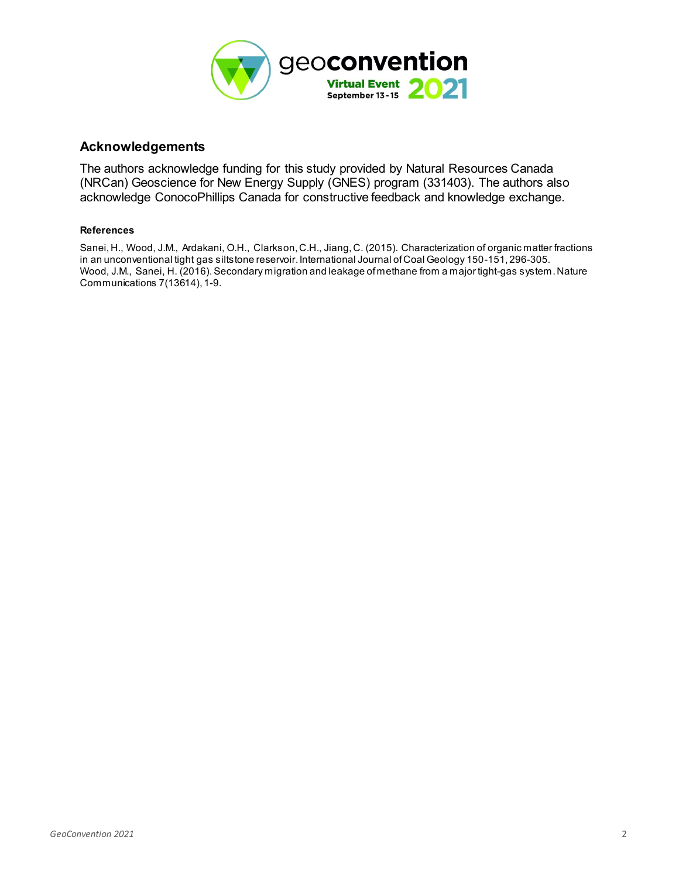## Acknowledgements

The authors acknowledge funding for this study provided by Natural Resources Canada (NRCan) Geoscience for New Energy Supply (GNES) program (331403). The authors also acknowledge ConocoPhillips Canada for constructive feedback and knowledge exchange.

#### References

Sanei, H., Wood, J.M., Ardakani, O.H., Clarkson, C.H., Jiang, C. (2015). Characterization of organic matter fractions in an unconventional tight gas siltstone reservoir. International Journal of Coal Geology 150-151, 296-305.

Wood, J.M., Sanei, H. (2016). Secondary migration and leakage of methane from a major tight-gas system. Nature Communications 7(13614), 1-9.